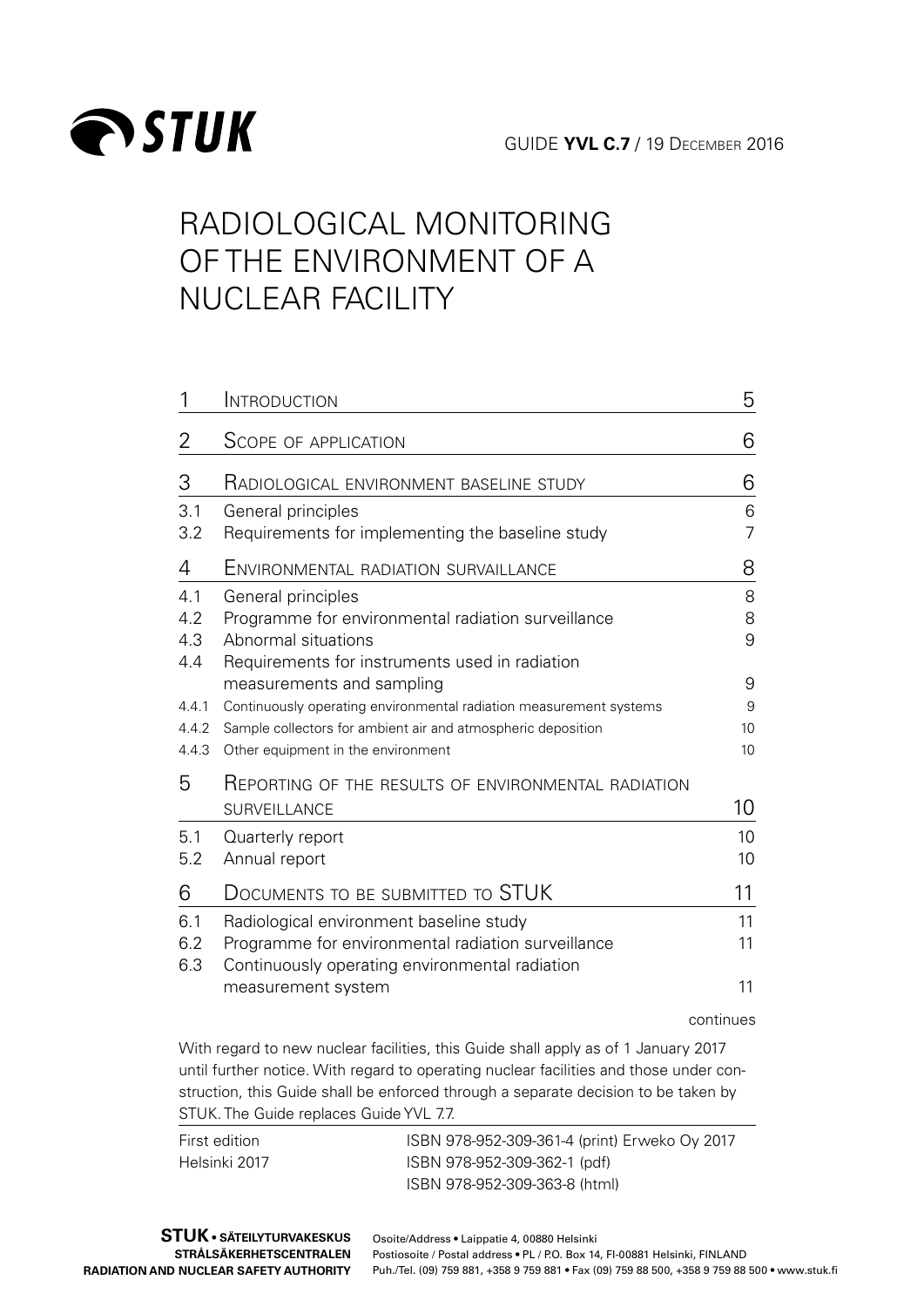STUK

GUIDE **YVL C.7** / 19 DECEMBER 2016

# RADIOLOGICAL MONITORING OF THE ENVIRONMENT OF A NUCLEAR FACILITY

| | | |
|---|---|---|
| 1 | INTRODUCTION | 5 |
| 2 | SCOPE OF APPLICATION | 6 |
| 3 | RADIOLOGICAL ENVIRONMENT BASELINE STUDY | 6 |
| 3.1 | General principles | 6 |
| 3.2 | Requirements for implementing the baseline study | 7 |
| 4 | ENVIRONMENTAL RADIATION SURVAILLANCE | 8 |
| 4.1 | General principles | 8 |
| 4.2 | Programme for environmental radiation surveillance | 8 |
| 4.3 | Abnormal situations | 9 |
| 4.4 | Requirements for instruments used in radiation measurements and sampling | 9 |
| 4.4.1 | Continuously operating environmental radiation measurement systems | 9 |
| 4.4.2 | Sample collectors for ambient air and atmospheric deposition | 10 |
| 4.4.3 | Other equipment in the environment | 10 |
| 5 | REPORTING OF THE RESULTS OF ENVIRONMENTAL RADIATION SURVEILLANCE | 10 |
| 5.1 | Quarterly report | 10 |
| 5.2 | Annual report | 10 |
| 6 | DOCUMENTS TO BE SUBMITTED TO STUK | 11 |
| 6.1 | Radiological environment baseline study | 11 |
| 6.2 | Programme for environmental radiation surveillance | 11 |
| 6.3 | Continuously operating environmental radiation measurement system | 11 |

continues

With regard to new nuclear facilities, this Guide shall apply as of 1 January 2017 until further notice. With regard to operating nuclear facilities and those under construction, this Guide shall be enforced through a separate decision to be taken by STUK. The Guide replaces Guide YVL 7.7.

First edition
Helsinki 2017

ISBN 978-952-309-361-4 (print) Erweko Oy 2017
ISBN 978-952-309-362-1 (pdf)
ISBN 978-952-309-363-8 (html)

**STUK • SÄTEILYTURVAKESKUS**
**STRÅLSÄKERHETSCENTRALEN**
**RADIATION AND NUCLEAR SAFETY AUTHORITY**

Osoite/Address • Laippatie 4, 00880 Helsinki
Postiosoite / Postal address • PL / P.O. Box 14, FI-00881 Helsinki, FINLAND
Puh./Tel. (09) 759 881, +358 9 759 881 • Fax (09) 759 88 500, +358 9 759 88 500 • www.stuk.fi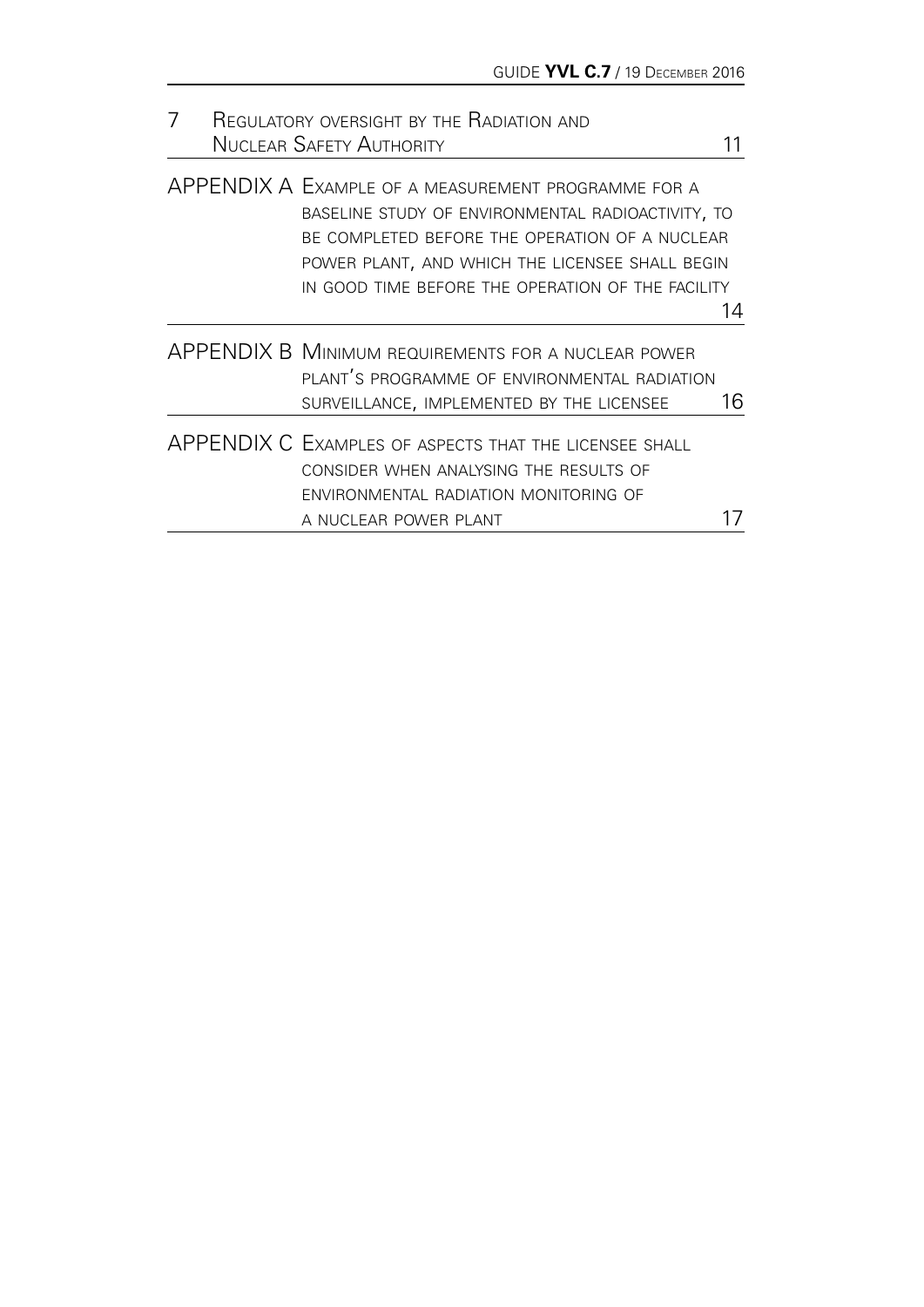| | | |
|---|---|---|
| 7 | Regulatory oversight by the Radiation and Nuclear Safety Authority | 11 |
| APPENDIX A | Example of a measurement programme for a baseline study of environmental radioactivity, to be completed before the operation of a nuclear power plant, and which the licensee shall begin in good time before the operation of the facility | 14 |
| APPENDIX B | Minimum requirements for a nuclear power plant's programme of environmental radiation surveillance, implemented by the licensee | 16 |
| APPENDIX C | Examples of aspects that the licensee shall consider when analysing the results of environmental radiation monitoring of a nuclear power plant | 17 |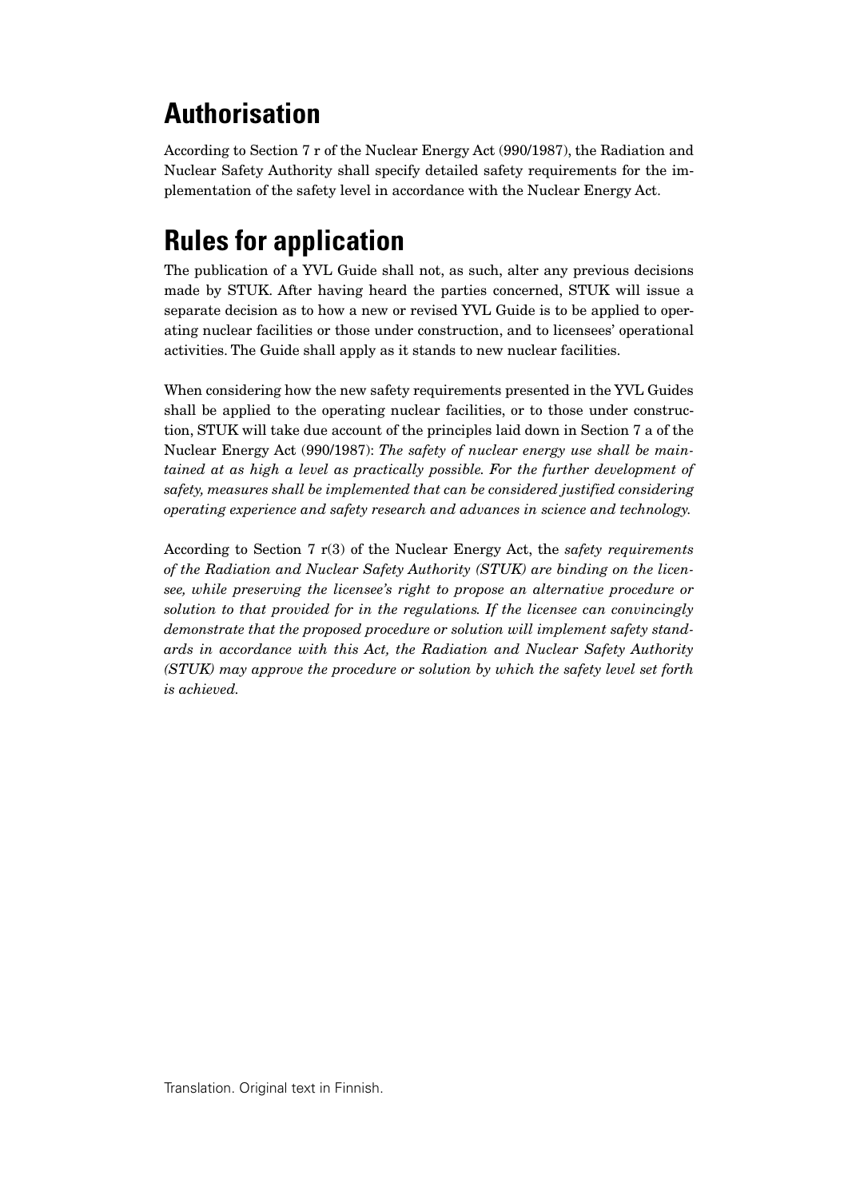## Authorisation

According to Section 7 r of the Nuclear Energy Act (990/1987), the Radiation and Nuclear Safety Authority shall specify detailed safety requirements for the implementation of the safety level in accordance with the Nuclear Energy Act.

## Rules for application

The publication of a YVL Guide shall not, as such, alter any previous decisions made by STUK. After having heard the parties concerned, STUK will issue a separate decision as to how a new or revised YVL Guide is to be applied to operating nuclear facilities or those under construction, and to licensees' operational activities. The Guide shall apply as it stands to new nuclear facilities.

When considering how the new safety requirements presented in the YVL Guides shall be applied to the operating nuclear facilities, or to those under construction, STUK will take due account of the principles laid down in Section 7 a of the Nuclear Energy Act (990/1987): *The safety of nuclear energy use shall be maintained at as high a level as practically possible. For the further development of safety, measures shall be implemented that can be considered justified considering operating experience and safety research and advances in science and technology.*

According to Section 7 r(3) of the Nuclear Energy Act, the *safety requirements of the Radiation and Nuclear Safety Authority (STUK) are binding on the licensee, while preserving the licensee's right to propose an alternative procedure or solution to that provided for in the regulations. If the licensee can convincingly demonstrate that the proposed procedure or solution will implement safety standards in accordance with this Act, the Radiation and Nuclear Safety Authority (STUK) may approve the procedure or solution by which the safety level set forth is achieved.*

Translation. Original text in Finnish.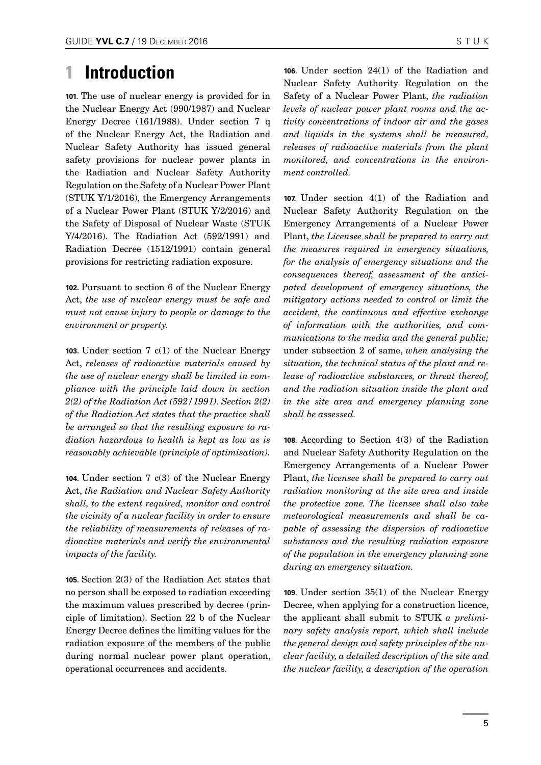# 1 Introduction

**101.** The use of nuclear energy is provided for in the Nuclear Energy Act (990/1987) and Nuclear Energy Decree (161/1988). Under section 7 q of the Nuclear Energy Act, the Radiation and Nuclear Safety Authority has issued general safety provisions for nuclear power plants in the Radiation and Nuclear Safety Authority Regulation on the Safety of a Nuclear Power Plant (STUK Y/1/2016), the Emergency Arrangements of a Nuclear Power Plant (STUK Y/2/2016) and the Safety of Disposal of Nuclear Waste (STUK Y/4/2016). The Radiation Act (592/1991) and Radiation Decree (1512/1991) contain general provisions for restricting radiation exposure.

**102.** Pursuant to section 6 of the Nuclear Energy Act, *the use of nuclear energy must be safe and must not cause injury to people or damage to the environment or property.*

**103.** Under section 7 c(1) of the Nuclear Energy Act, *releases of radioactive materials caused by the use of nuclear energy shall be limited in compliance with the principle laid down in section 2(2) of the Radiation Act (592/1991). Section 2(2) of the Radiation Act states that the practice shall be arranged so that the resulting exposure to radiation hazardous to health is kept as low as is reasonably achievable (principle of optimisation).*

**104.** Under section 7 c(3) of the Nuclear Energy Act, *the Radiation and Nuclear Safety Authority shall, to the extent required, monitor and control the vicinity of a nuclear facility in order to ensure the reliability of measurements of releases of radioactive materials and verify the environmental impacts of the facility.*

**105.** Section 2(3) of the Radiation Act states that no person shall be exposed to radiation exceeding the maximum values prescribed by decree (principle of limitation). Section 22 b of the Nuclear Energy Decree defines the limiting values for the radiation exposure of the members of the public during normal nuclear power plant operation, operational occurrences and accidents.

**106.** Under section 24(1) of the Radiation and Nuclear Safety Authority Regulation on the Safety of a Nuclear Power Plant, *the radiation levels of nuclear power plant rooms and the activity concentrations of indoor air and the gases and liquids in the systems shall be measured, releases of radioactive materials from the plant monitored, and concentrations in the environment controlled.*

**107.** Under section 4(1) of the Radiation and Nuclear Safety Authority Regulation on the Emergency Arrangements of a Nuclear Power Plant, *the Licensee shall be prepared to carry out the measures required in emergency situations, for the analysis of emergency situations and the consequences thereof, assessment of the anticipated development of emergency situations, the mitigatory actions needed to control or limit the accident, the continuous and effective exchange of information with the authorities, and communications to the media and the general public;* under subsection 2 of same, *when analysing the situation, the technical status of the plant and release of radioactive substances, or threat thereof, and the radiation situation inside the plant and in the site area and emergency planning zone shall be assessed.*

**108.** According to Section 4(3) of the Radiation and Nuclear Safety Authority Regulation on the Emergency Arrangements of a Nuclear Power Plant, *the licensee shall be prepared to carry out radiation monitoring at the site area and inside the protective zone. The licensee shall also take meteorological measurements and shall be capable of assessing the dispersion of radioactive substances and the resulting radiation exposure of the population in the emergency planning zone during an emergency situation.*

**109.** Under section 35(1) of the Nuclear Energy Decree, when applying for a construction licence, the applicant shall submit to STUK *a preliminary safety analysis report, which shall include the general design and safety principles of the nuclear facility, a detailed description of the site and the nuclear facility, a description of the operation*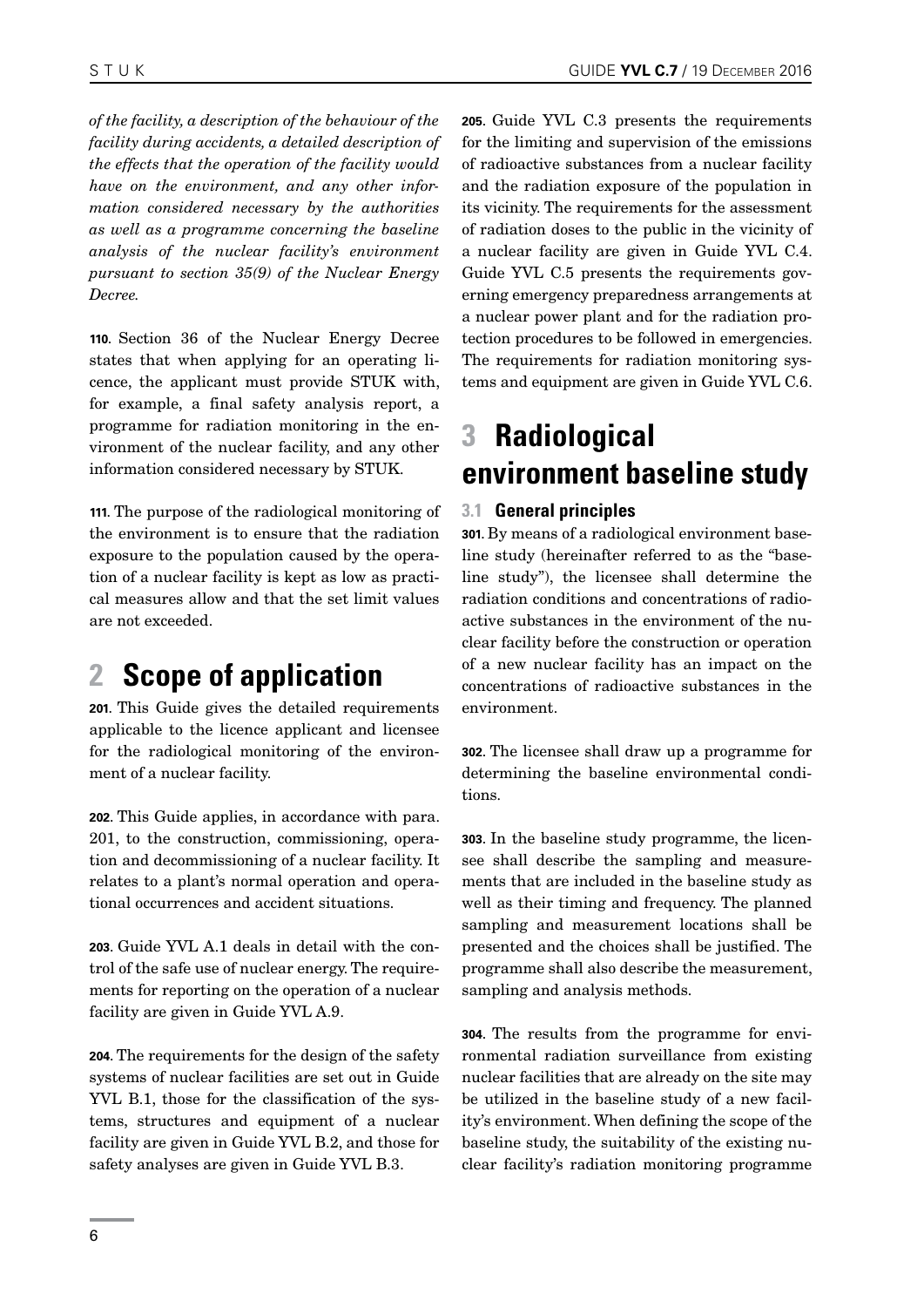*of the facility, a description of the behaviour of the facility during accidents, a detailed description of the effects that the operation of the facility would have on the environment, and any other information considered necessary by the authorities as well as a programme concerning the baseline analysis of the nuclear facility's environment pursuant to section 35(9) of the Nuclear Energy Decree.*

**110.** Section 36 of the Nuclear Energy Decree states that when applying for an operating licence, the applicant must provide STUK with, for example, a final safety analysis report, a programme for radiation monitoring in the environment of the nuclear facility, and any other information considered necessary by STUK.

**111.** The purpose of the radiological monitoring of the environment is to ensure that the radiation exposure to the population caused by the operation of a nuclear facility is kept as low as practical measures allow and that the set limit values are not exceeded.

# 2 Scope of application

**201.** This Guide gives the detailed requirements applicable to the licence applicant and licensee for the radiological monitoring of the environment of a nuclear facility.

**202.** This Guide applies, in accordance with para. 201, to the construction, commissioning, operation and decommissioning of a nuclear facility. It relates to a plant's normal operation and operational occurrences and accident situations.

**203.** Guide YVL A.1 deals in detail with the control of the safe use of nuclear energy. The requirements for reporting on the operation of a nuclear facility are given in Guide YVL A.9.

**204.** The requirements for the design of the safety systems of nuclear facilities are set out in Guide YVL B.1, those for the classification of the systems, structures and equipment of a nuclear facility are given in Guide YVL B.2, and those for safety analyses are given in Guide YVL B.3.

**205.** Guide YVL C.3 presents the requirements for the limiting and supervision of the emissions of radioactive substances from a nuclear facility and the radiation exposure of the population in its vicinity. The requirements for the assessment of radiation doses to the public in the vicinity of a nuclear facility are given in Guide YVL C.4. Guide YVL C.5 presents the requirements governing emergency preparedness arrangements at a nuclear power plant and for the radiation protection procedures to be followed in emergencies. The requirements for radiation monitoring systems and equipment are given in Guide YVL C.6.

# 3 Radiological environment baseline study

## 3.1 General principles

**301.** By means of a radiological environment baseline study (hereinafter referred to as the "baseline study"), the licensee shall determine the radiation conditions and concentrations of radioactive substances in the environment of the nuclear facility before the construction or operation of a new nuclear facility has an impact on the concentrations of radioactive substances in the environment.

**302.** The licensee shall draw up a programme for determining the baseline environmental conditions.

**303.** In the baseline study programme, the licensee shall describe the sampling and measurements that are included in the baseline study as well as their timing and frequency. The planned sampling and measurement locations shall be presented and the choices shall be justified. The programme shall also describe the measurement, sampling and analysis methods.

**304.** The results from the programme for environmental radiation surveillance from existing nuclear facilities that are already on the site may be utilized in the baseline study of a new facility's environment. When defining the scope of the baseline study, the suitability of the existing nuclear facility's radiation monitoring programme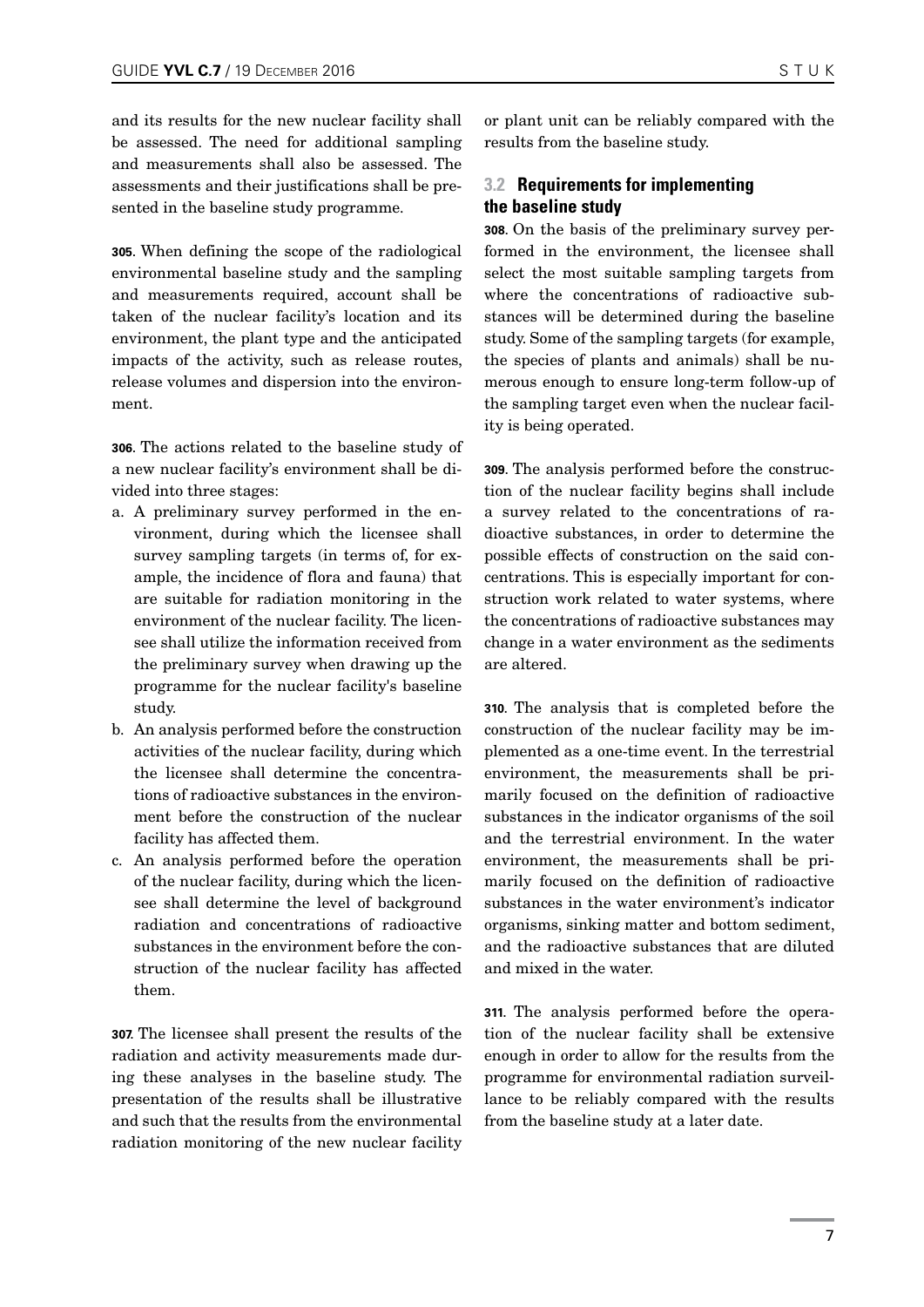and its results for the new nuclear facility shall be assessed. The need for additional sampling and measurements shall also be assessed. The assessments and their justifications shall be presented in the baseline study programme.

**305.** When defining the scope of the radiological environmental baseline study and the sampling and measurements required, account shall be taken of the nuclear facility's location and its environment, the plant type and the anticipated impacts of the activity, such as release routes, release volumes and dispersion into the environment.

**306.** The actions related to the baseline study of a new nuclear facility's environment shall be divided into three stages:

a. A preliminary survey performed in the environment, during which the licensee shall survey sampling targets (in terms of, for example, the incidence of flora and fauna) that are suitable for radiation monitoring in the environment of the nuclear facility. The licensee shall utilize the information received from the preliminary survey when drawing up the programme for the nuclear facility's baseline study.
b. An analysis performed before the construction activities of the nuclear facility, during which the licensee shall determine the concentrations of radioactive substances in the environment before the construction of the nuclear facility has affected them.
c. An analysis performed before the operation of the nuclear facility, during which the licensee shall determine the level of background radiation and concentrations of radioactive substances in the environment before the construction of the nuclear facility has affected them.

**307.** The licensee shall present the results of the radiation and activity measurements made during these analyses in the baseline study. The presentation of the results shall be illustrative and such that the results from the environmental radiation monitoring of the new nuclear facility or plant unit can be reliably compared with the results from the baseline study.

## 3.2 Requirements for implementing the baseline study

**308.** On the basis of the preliminary survey performed in the environment, the licensee shall select the most suitable sampling targets from where the concentrations of radioactive substances will be determined during the baseline study. Some of the sampling targets (for example, the species of plants and animals) shall be numerous enough to ensure long-term follow-up of the sampling target even when the nuclear facility is being operated.

**309.** The analysis performed before the construction of the nuclear facility begins shall include a survey related to the concentrations of radioactive substances, in order to determine the possible effects of construction on the said concentrations. This is especially important for construction work related to water systems, where the concentrations of radioactive substances may change in a water environment as the sediments are altered.

**310.** The analysis that is completed before the construction of the nuclear facility may be implemented as a one-time event. In the terrestrial environment, the measurements shall be primarily focused on the definition of radioactive substances in the indicator organisms of the soil and the terrestrial environment. In the water environment, the measurements shall be primarily focused on the definition of radioactive substances in the water environment's indicator organisms, sinking matter and bottom sediment, and the radioactive substances that are diluted and mixed in the water.

**311.** The analysis performed before the operation of the nuclear facility shall be extensive enough in order to allow for the results from the programme for environmental radiation surveillance to be reliably compared with the results from the baseline study at a later date.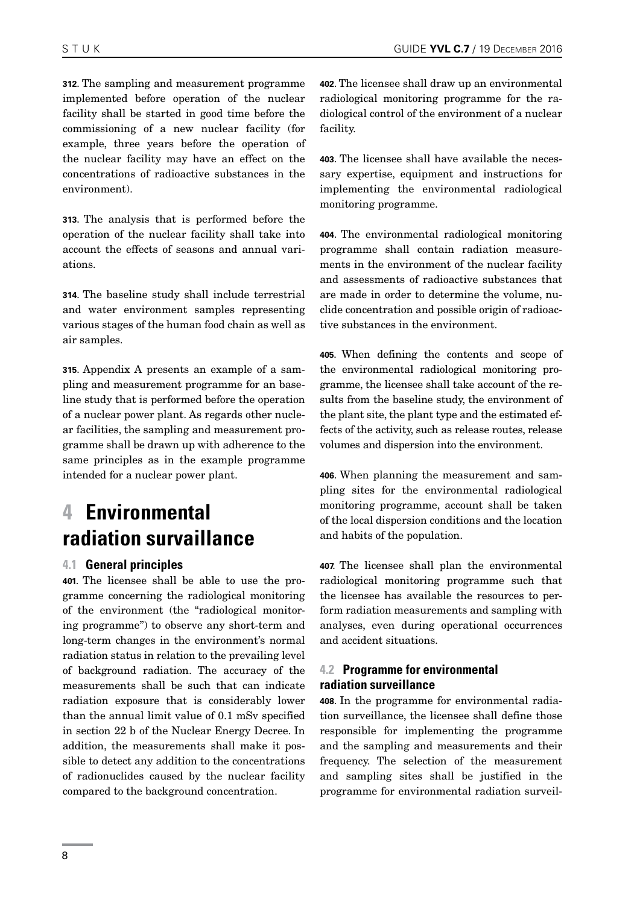**312.** The sampling and measurement programme implemented before operation of the nuclear facility shall be started in good time before the commissioning of a new nuclear facility (for example, three years before the operation of the nuclear facility may have an effect on the concentrations of radioactive substances in the environment).

**313.** The analysis that is performed before the operation of the nuclear facility shall take into account the effects of seasons and annual variations.

**314.** The baseline study shall include terrestrial and water environment samples representing various stages of the human food chain as well as air samples.

**315.** Appendix A presents an example of a sampling and measurement programme for an baseline study that is performed before the operation of a nuclear power plant. As regards other nuclear facilities, the sampling and measurement programme shall be drawn up with adherence to the same principles as in the example programme intended for a nuclear power plant.

# 4 Environmental radiation survaillance

## 4.1 General principles

**401.** The licensee shall be able to use the programme concerning the radiological monitoring of the environment (the "radiological monitoring programme") to observe any short-term and long-term changes in the environment's normal radiation status in relation to the prevailing level of background radiation. The accuracy of the measurements shall be such that can indicate radiation exposure that is considerably lower than the annual limit value of 0.1 mSv specified in section 22 b of the Nuclear Energy Decree. In addition, the measurements shall make it possible to detect any addition to the concentrations of radionuclides caused by the nuclear facility compared to the background concentration.

**402.** The licensee shall draw up an environmental radiological monitoring programme for the radiological control of the environment of a nuclear facility.

**403.** The licensee shall have available the necessary expertise, equipment and instructions for implementing the environmental radiological monitoring programme.

**404.** The environmental radiological monitoring programme shall contain radiation measurements in the environment of the nuclear facility and assessments of radioactive substances that are made in order to determine the volume, nuclide concentration and possible origin of radioactive substances in the environment.

**405.** When defining the contents and scope of the environmental radiological monitoring programme, the licensee shall take account of the results from the baseline study, the environment of the plant site, the plant type and the estimated effects of the activity, such as release routes, release volumes and dispersion into the environment.

**406.** When planning the measurement and sampling sites for the environmental radiological monitoring programme, account shall be taken of the local dispersion conditions and the location and habits of the population.

**407.** The licensee shall plan the environmental radiological monitoring programme such that the licensee has available the resources to perform radiation measurements and sampling with analyses, even during operational occurrences and accident situations.

## 4.2 Programme for environmental radiation surveillance

**408.** In the programme for environmental radiation surveillance, the licensee shall define those responsible for implementing the programme and the sampling and measurements and their frequency. The selection of the measurement and sampling sites shall be justified in the programme for environmental radiation surveil-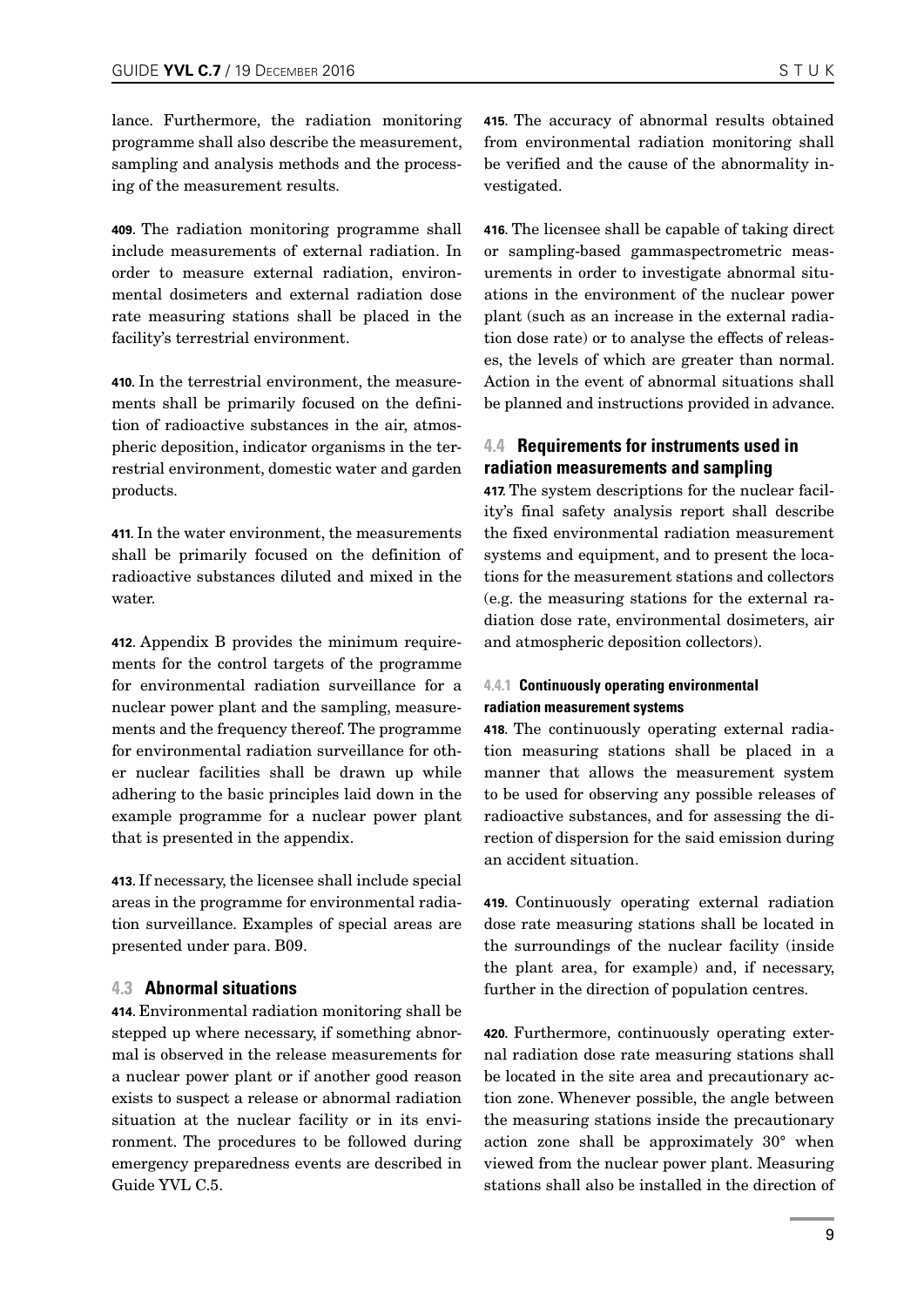lance. Furthermore, the radiation monitoring programme shall also describe the measurement, sampling and analysis methods and the processing of the measurement results.

**409.** The radiation monitoring programme shall include measurements of external radiation. In order to measure external radiation, environmental dosimeters and external radiation dose rate measuring stations shall be placed in the facility's terrestrial environment.

**410.** In the terrestrial environment, the measurements shall be primarily focused on the definition of radioactive substances in the air, atmospheric deposition, indicator organisms in the terrestrial environment, domestic water and garden products.

**411.** In the water environment, the measurements shall be primarily focused on the definition of radioactive substances diluted and mixed in the water.

**412.** Appendix B provides the minimum requirements for the control targets of the programme for environmental radiation surveillance for a nuclear power plant and the sampling, measurements and the frequency thereof. The programme for environmental radiation surveillance for other nuclear facilities shall be drawn up while adhering to the basic principles laid down in the example programme for a nuclear power plant that is presented in the appendix.

**413.** If necessary, the licensee shall include special areas in the programme for environmental radiation surveillance. Examples of special areas are presented under para. B09.

## 4.3 Abnormal situations

**414.** Environmental radiation monitoring shall be stepped up where necessary, if something abnormal is observed in the release measurements for a nuclear power plant or if another good reason exists to suspect a release or abnormal radiation situation at the nuclear facility or in its environment. The procedures to be followed during emergency preparedness events are described in Guide YVL C.5.

**415.** The accuracy of abnormal results obtained from environmental radiation monitoring shall be verified and the cause of the abnormality investigated.

**416.** The licensee shall be capable of taking direct or sampling-based gammaspectrometric measurements in order to investigate abnormal situations in the environment of the nuclear power plant (such as an increase in the external radiation dose rate) or to analyse the effects of releases, the levels of which are greater than normal. Action in the event of abnormal situations shall be planned and instructions provided in advance.

## 4.4 Requirements for instruments used in radiation measurements and sampling

**417.** The system descriptions for the nuclear facility's final safety analysis report shall describe the fixed environmental radiation measurement systems and equipment, and to present the locations for the measurement stations and collectors (e.g. the measuring stations for the external radiation dose rate, environmental dosimeters, air and atmospheric deposition collectors).

### 4.4.1 Continuously operating environmental radiation measurement systems

**418.** The continuously operating external radiation measuring stations shall be placed in a manner that allows the measurement system to be used for observing any possible releases of radioactive substances, and for assessing the direction of dispersion for the said emission during an accident situation.

**419.** Continuously operating external radiation dose rate measuring stations shall be located in the surroundings of the nuclear facility (inside the plant area, for example) and, if necessary, further in the direction of population centres.

**420.** Furthermore, continuously operating external radiation dose rate measuring stations shall be located in the site area and precautionary action zone. Whenever possible, the angle between the measuring stations inside the precautionary action zone shall be approximately 30° when viewed from the nuclear power plant. Measuring stations shall also be installed in the direction of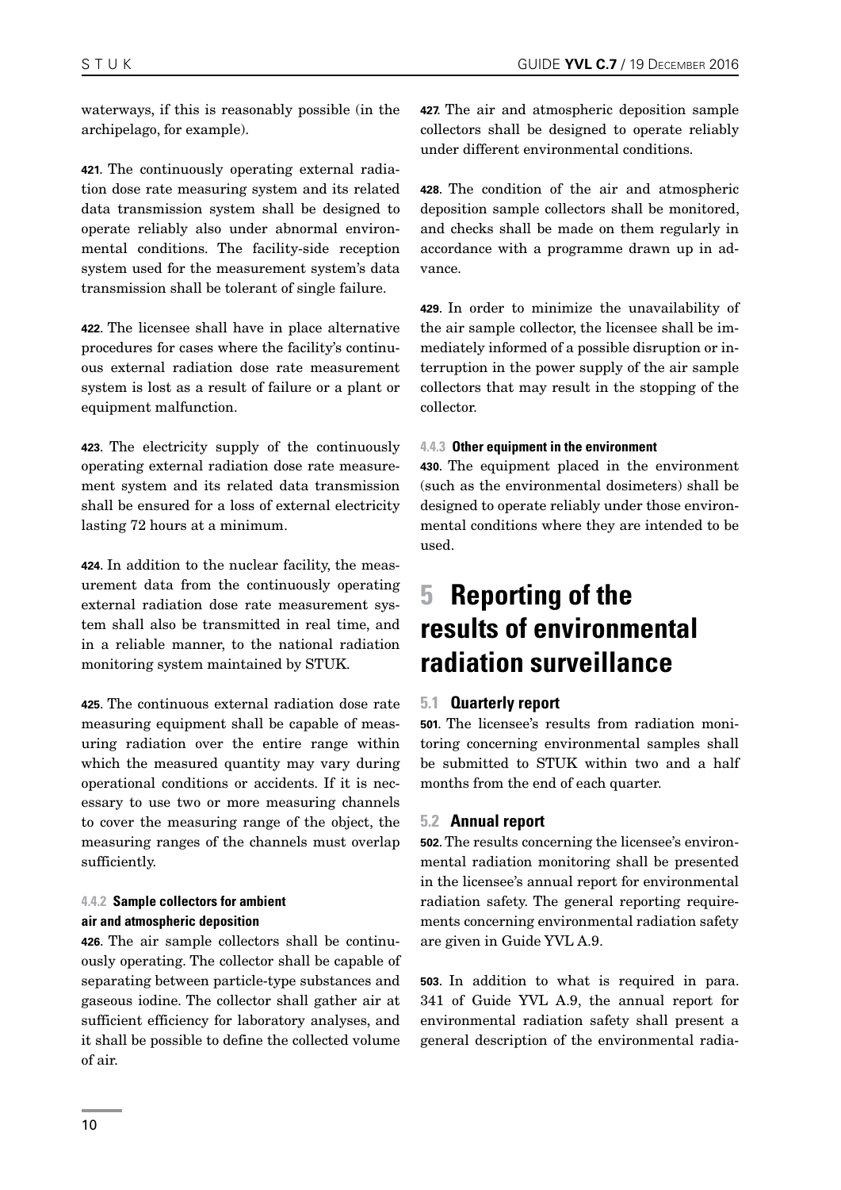waterways, if this is reasonably possible (in the archipelago, for example).

**421.** The continuously operating external radiation dose rate measuring system and its related data transmission system shall be designed to operate reliably also under abnormal environmental conditions. The facility-side reception system used for the measurement system's data transmission shall be tolerant of single failure.

**422.** The licensee shall have in place alternative procedures for cases where the facility's continuous external radiation dose rate measurement system is lost as a result of failure or a plant or equipment malfunction.

**423.** The electricity supply of the continuously operating external radiation dose rate measurement system and its related data transmission shall be ensured for a loss of external electricity lasting 72 hours at a minimum.

**424.** In addition to the nuclear facility, the measurement data from the continuously operating external radiation dose rate measurement system shall also be transmitted in real time, and in a reliable manner, to the national radiation monitoring system maintained by STUK.

**425.** The continuous external radiation dose rate measuring equipment shall be capable of measuring radiation over the entire range within which the measured quantity may vary during operational conditions or accidents. If it is necessary to use two or more measuring channels to cover the measuring range of the object, the measuring ranges of the channels must overlap sufficiently.

#### 4.4.2 Sample collectors for ambient air and atmospheric deposition

**426.** The air sample collectors shall be continuously operating. The collector shall be capable of separating between particle-type substances and gaseous iodine. The collector shall gather air at sufficient efficiency for laboratory analyses, and it shall be possible to define the collected volume of air.

**427.** The air and atmospheric deposition sample collectors shall be designed to operate reliably under different environmental conditions.

**428.** The condition of the air and atmospheric deposition sample collectors shall be monitored, and checks shall be made on them regularly in accordance with a programme drawn up in advance.

**429.** In order to minimize the unavailability of the air sample collector, the licensee shall be immediately informed of a possible disruption or interruption in the power supply of the air sample collectors that may result in the stopping of the collector.

#### 4.4.3 Other equipment in the environment

**430.** The equipment placed in the environment (such as the environmental dosimeters) shall be designed to operate reliably under those environmental conditions where they are intended to be used.

# 5 Reporting of the results of environmental radiation surveillance

## 5.1 Quarterly report

**501.** The licensee's results from radiation monitoring concerning environmental samples shall be submitted to STUK within two and a half months from the end of each quarter.

## 5.2 Annual report

**502.** The results concerning the licensee's environmental radiation monitoring shall be presented in the licensee's annual report for environmental radiation safety. The general reporting requirements concerning environmental radiation safety are given in Guide YVL A.9.

**503.** In addition to what is required in para. 341 of Guide YVL A.9, the annual report for environmental radiation safety shall present a general description of the environmental radia-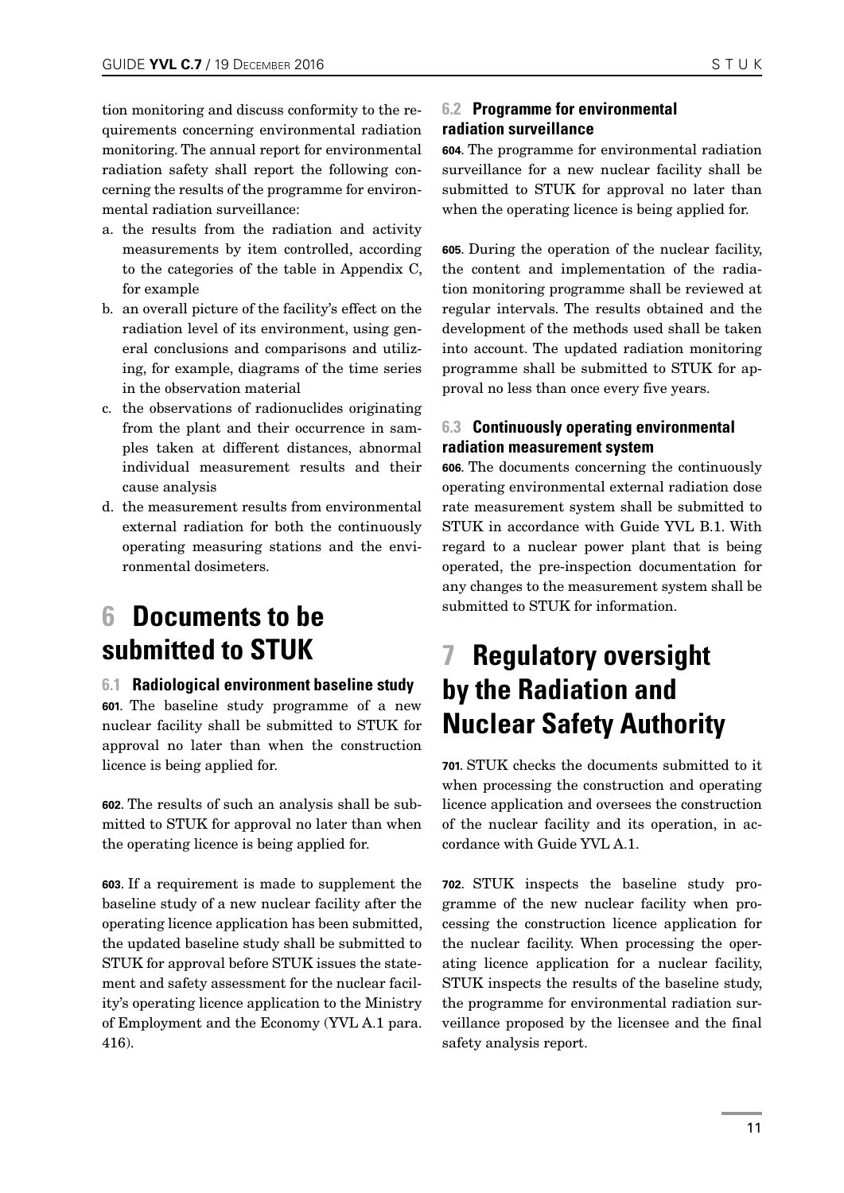tion monitoring and discuss conformity to the requirements concerning environmental radiation monitoring. The annual report for environmental radiation safety shall report the following concerning the results of the programme for environmental radiation surveillance:

a. the results from the radiation and activity measurements by item controlled, according to the categories of the table in Appendix C, for example
b. an overall picture of the facility's effect on the radiation level of its environment, using general conclusions and comparisons and utilizing, for example, diagrams of the time series in the observation material
c. the observations of radionuclides originating from the plant and their occurrence in samples taken at different distances, abnormal individual measurement results and their cause analysis
d. the measurement results from environmental external radiation for both the continuously operating measuring stations and the environmental dosimeters.

# 6 Documents to be submitted to STUK

## 6.1 Radiological environment baseline study

**601.** The baseline study programme of a new nuclear facility shall be submitted to STUK for approval no later than when the construction licence is being applied for.

**602.** The results of such an analysis shall be submitted to STUK for approval no later than when the operating licence is being applied for.

**603.** If a requirement is made to supplement the baseline study of a new nuclear facility after the operating licence application has been submitted, the updated baseline study shall be submitted to STUK for approval before STUK issues the statement and safety assessment for the nuclear facility's operating licence application to the Ministry of Employment and the Economy (YVL A.1 para. 416).

## 6.2 Programme for environmental radiation surveillance

**604.** The programme for environmental radiation surveillance for a new nuclear facility shall be submitted to STUK for approval no later than when the operating licence is being applied for.

**605.** During the operation of the nuclear facility, the content and implementation of the radiation monitoring programme shall be reviewed at regular intervals. The results obtained and the development of the methods used shall be taken into account. The updated radiation monitoring programme shall be submitted to STUK for approval no less than once every five years.

## 6.3 Continuously operating environmental radiation measurement system

**606.** The documents concerning the continuously operating environmental external radiation dose rate measurement system shall be submitted to STUK in accordance with Guide YVL B.1. With regard to a nuclear power plant that is being operated, the pre-inspection documentation for any changes to the measurement system shall be submitted to STUK for information.

# 7 Regulatory oversight by the Radiation and Nuclear Safety Authority

**701.** STUK checks the documents submitted to it when processing the construction and operating licence application and oversees the construction of the nuclear facility and its operation, in accordance with Guide YVL A.1.

**702.** STUK inspects the baseline study programme of the new nuclear facility when processing the construction licence application for the nuclear facility. When processing the operating licence application for a nuclear facility, STUK inspects the results of the baseline study, the programme for environmental radiation surveillance proposed by the licensee and the final safety analysis report.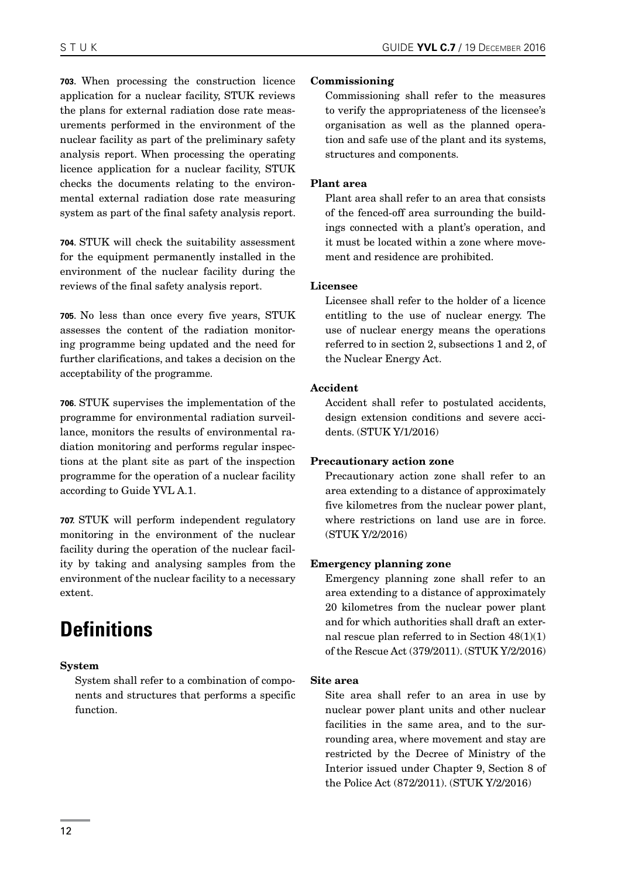**703.** When processing the construction licence application for a nuclear facility, STUK reviews the plans for external radiation dose rate measurements performed in the environment of the nuclear facility as part of the preliminary safety analysis report. When processing the operating licence application for a nuclear facility, STUK checks the documents relating to the environmental external radiation dose rate measuring system as part of the final safety analysis report.

**704.** STUK will check the suitability assessment for the equipment permanently installed in the environment of the nuclear facility during the reviews of the final safety analysis report.

**705.** No less than once every five years, STUK assesses the content of the radiation monitoring programme being updated and the need for further clarifications, and takes a decision on the acceptability of the programme.

**706.** STUK supervises the implementation of the programme for environmental radiation surveillance, monitors the results of environmental radiation monitoring and performs regular inspections at the plant site as part of the inspection programme for the operation of a nuclear facility according to Guide YVL A.1.

**707.** STUK will perform independent regulatory monitoring in the environment of the nuclear facility during the operation of the nuclear facility by taking and analysing samples from the environment of the nuclear facility to a necessary extent.

# Definitions

**System**

System shall refer to a combination of components and structures that performs a specific function.

**Commissioning**

Commissioning shall refer to the measures to verify the appropriateness of the licensee's organisation as well as the planned operation and safe use of the plant and its systems, structures and components.

**Plant area**

Plant area shall refer to an area that consists of the fenced-off area surrounding the buildings connected with a plant's operation, and it must be located within a zone where movement and residence are prohibited.

**Licensee**

Licensee shall refer to the holder of a licence entitling to the use of nuclear energy. The use of nuclear energy means the operations referred to in section 2, subsections 1 and 2, of the Nuclear Energy Act.

**Accident**

Accident shall refer to postulated accidents, design extension conditions and severe accidents. (STUK Y/1/2016)

**Precautionary action zone**

Precautionary action zone shall refer to an area extending to a distance of approximately five kilometres from the nuclear power plant, where restrictions on land use are in force. (STUK Y/2/2016)

**Emergency planning zone**

Emergency planning zone shall refer to an area extending to a distance of approximately 20 kilometres from the nuclear power plant and for which authorities shall draft an external rescue plan referred to in Section 48(1)(1) of the Rescue Act (379/2011). (STUK Y/2/2016)

**Site area**

Site area shall refer to an area in use by nuclear power plant units and other nuclear facilities in the same area, and to the surrounding area, where movement and stay are restricted by the Decree of Ministry of the Interior issued under Chapter 9, Section 8 of the Police Act (872/2011). (STUK Y/2/2016)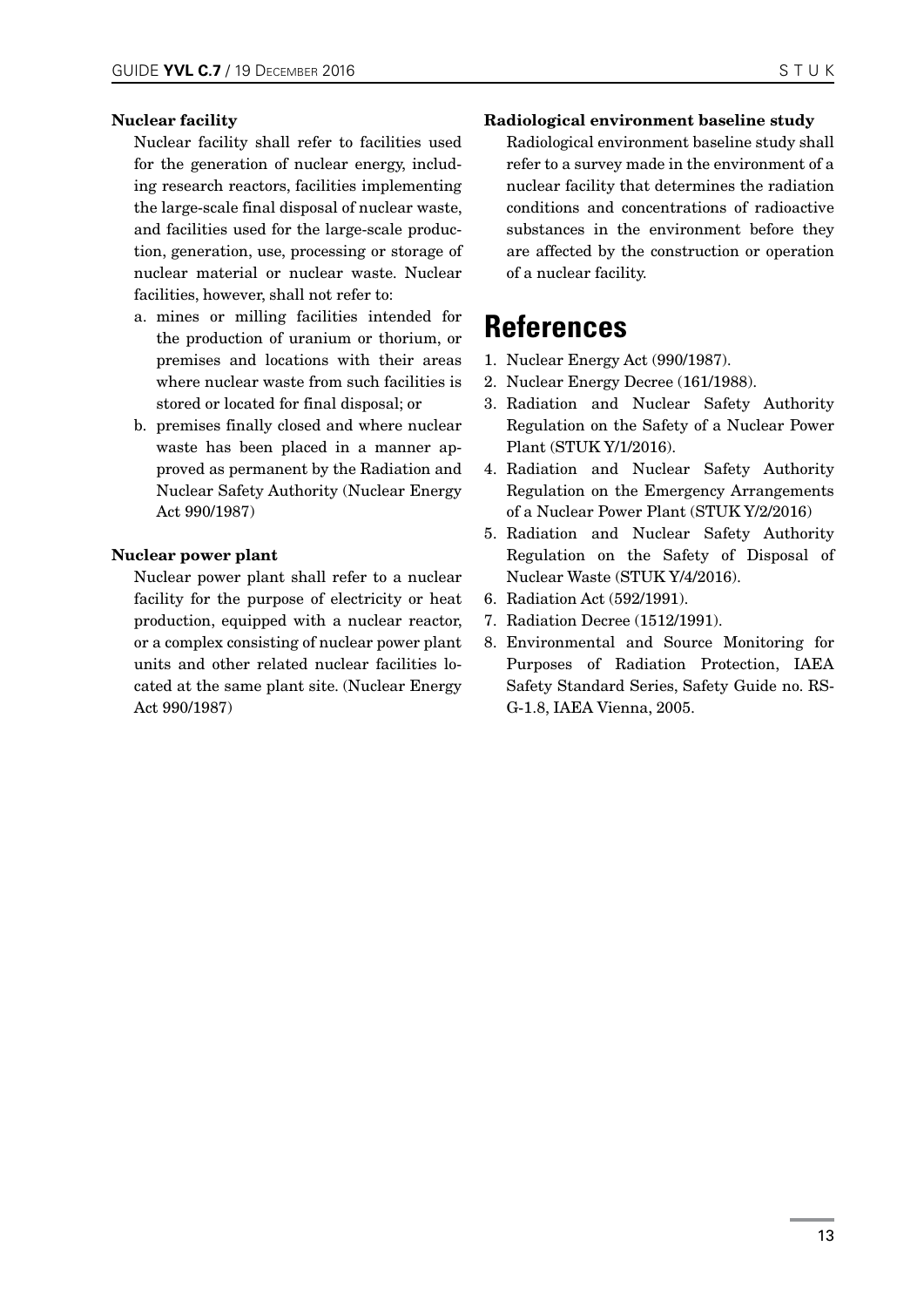**Nuclear facility**

Nuclear facility shall refer to facilities used for the generation of nuclear energy, including research reactors, facilities implementing the large-scale final disposal of nuclear waste, and facilities used for the large-scale production, generation, use, processing or storage of nuclear material or nuclear waste. Nuclear facilities, however, shall not refer to:

a. mines or milling facilities intended for the production of uranium or thorium, or premises and locations with their areas where nuclear waste from such facilities is stored or located for final disposal; or
b. premises finally closed and where nuclear waste has been placed in a manner approved as permanent by the Radiation and Nuclear Safety Authority (Nuclear Energy Act 990/1987)

**Nuclear power plant**

Nuclear power plant shall refer to a nuclear facility for the purpose of electricity or heat production, equipped with a nuclear reactor, or a complex consisting of nuclear power plant units and other related nuclear facilities located at the same plant site. (Nuclear Energy Act 990/1987)

**Radiological environment baseline study**

Radiological environment baseline study shall refer to a survey made in the environment of a nuclear facility that determines the radiation conditions and concentrations of radioactive substances in the environment before they are affected by the construction or operation of a nuclear facility.

# References

1. Nuclear Energy Act (990/1987).
2. Nuclear Energy Decree (161/1988).
3. Radiation and Nuclear Safety Authority Regulation on the Safety of a Nuclear Power Plant (STUK Y/1/2016).
4. Radiation and Nuclear Safety Authority Regulation on the Emergency Arrangements of a Nuclear Power Plant (STUK Y/2/2016)
5. Radiation and Nuclear Safety Authority Regulation on the Safety of Disposal of Nuclear Waste (STUK Y/4/2016).
6. Radiation Act (592/1991).
7. Radiation Decree (1512/1991).
8. Environmental and Source Monitoring for Purposes of Radiation Protection, IAEA Safety Standard Series, Safety Guide no. RS-G-1.8, IAEA Vienna, 2005.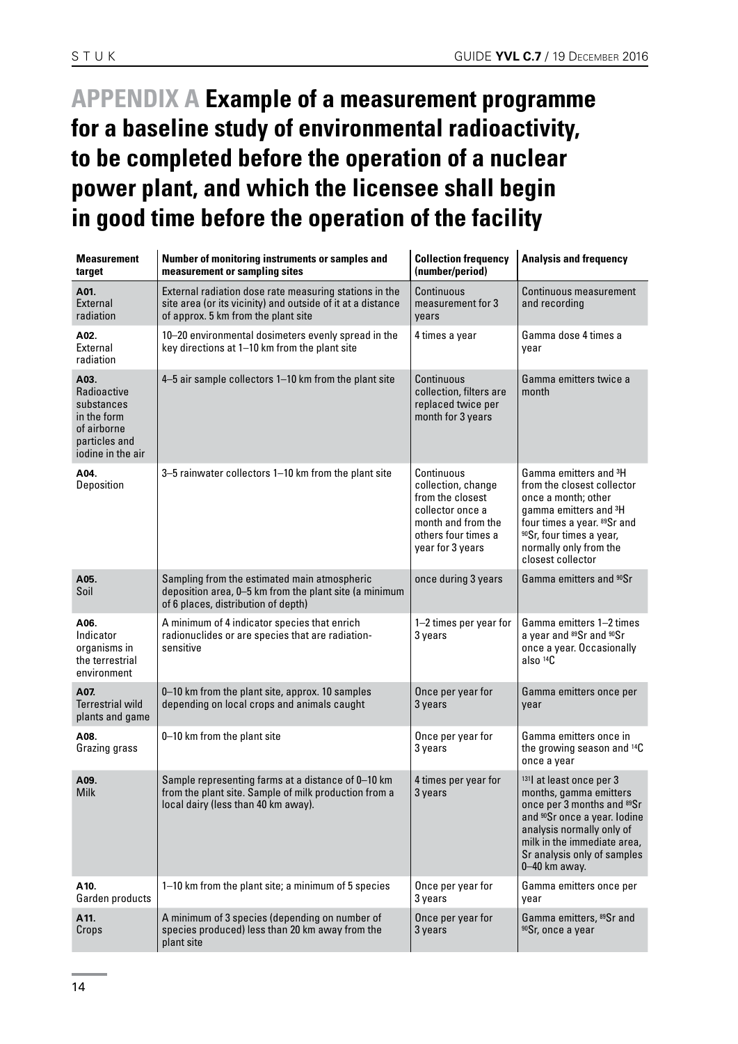# APPENDIX A Example of a measurement programme for a baseline study of environmental radioactivity, to be completed before the operation of a nuclear power plant, and which the licensee shall begin in good time before the operation of the facility

| Measurement target | Number of monitoring instruments or samples and measurement or sampling sites | Collection frequency (number/period) | Analysis and frequency |
|---|---|---|---|
| **A01.** External radiation | External radiation dose rate measuring stations in the site area (or its vicinity) and outside of it at a distance of approx. 5 km from the plant site | Continuous measurement for 3 years | Continuous measurement and recording |
| **A02.** External radiation | 10–20 environmental dosimeters evenly spread in the key directions at 1–10 km from the plant site | 4 times a year | Gamma dose 4 times a year |
| **A03.** Radioactive substances in the form of airborne particles and iodine in the air | 4–5 air sample collectors 1–10 km from the plant site | Continuous collection, filters are replaced twice per month for 3 years | Gamma emitters twice a month |
| **A04.** Deposition | 3–5 rainwater collectors 1–10 km from the plant site | Continuous collection, change from the closest collector once a month and from the others four times a year for 3 years | Gamma emitters and $^{3}$H from the closest collector once a month; other gamma emitters and $^{3}$H four times a year. $^{89}$Sr and $^{90}$Sr, four times a year, normally only from the closest collector |
| **A05.** Soil | Sampling from the estimated main atmospheric deposition area, 0–5 km from the plant site (a minimum of 6 places, distribution of depth) | once during 3 years | Gamma emitters and $^{90}$Sr |
| **A06.** Indicator organisms in the terrestrial environment | A minimum of 4 indicator species that enrich radionuclides or are species that are radiation-sensitive | 1–2 times per year for 3 years | Gamma emitters 1–2 times a year and $^{89}$Sr and $^{90}$Sr once a year. Occasionally also $^{14}$C |
| **A07.** Terrestrial wild plants and game | 0–10 km from the plant site, approx. 10 samples depending on local crops and animals caught | Once per year for 3 years | Gamma emitters once per year |
| **A08.** Grazing grass | 0–10 km from the plant site | Once per year for 3 years | Gamma emitters once in the growing season and $^{14}$C once a year |
| **A09.** Milk | Sample representing farms at a distance of 0–10 km from the plant site. Sample of milk production from a local dairy (less than 40 km away). | 4 times per year for 3 years | $^{131}$I at least once per 3 months, gamma emitters once per 3 months and $^{89}$Sr and $^{90}$Sr once a year. Iodine analysis normally only of milk in the immediate area, Sr analysis only of samples 0–40 km away. |
| **A10.** Garden products | 1–10 km from the plant site; a minimum of 5 species | Once per year for 3 years | Gamma emitters once per year |
| **A11.** Crops | A minimum of 3 species (depending on number of species produced) less than 20 km away from the plant site | Once per year for 3 years | Gamma emitters, $^{89}$Sr and $^{90}$Sr, once a year |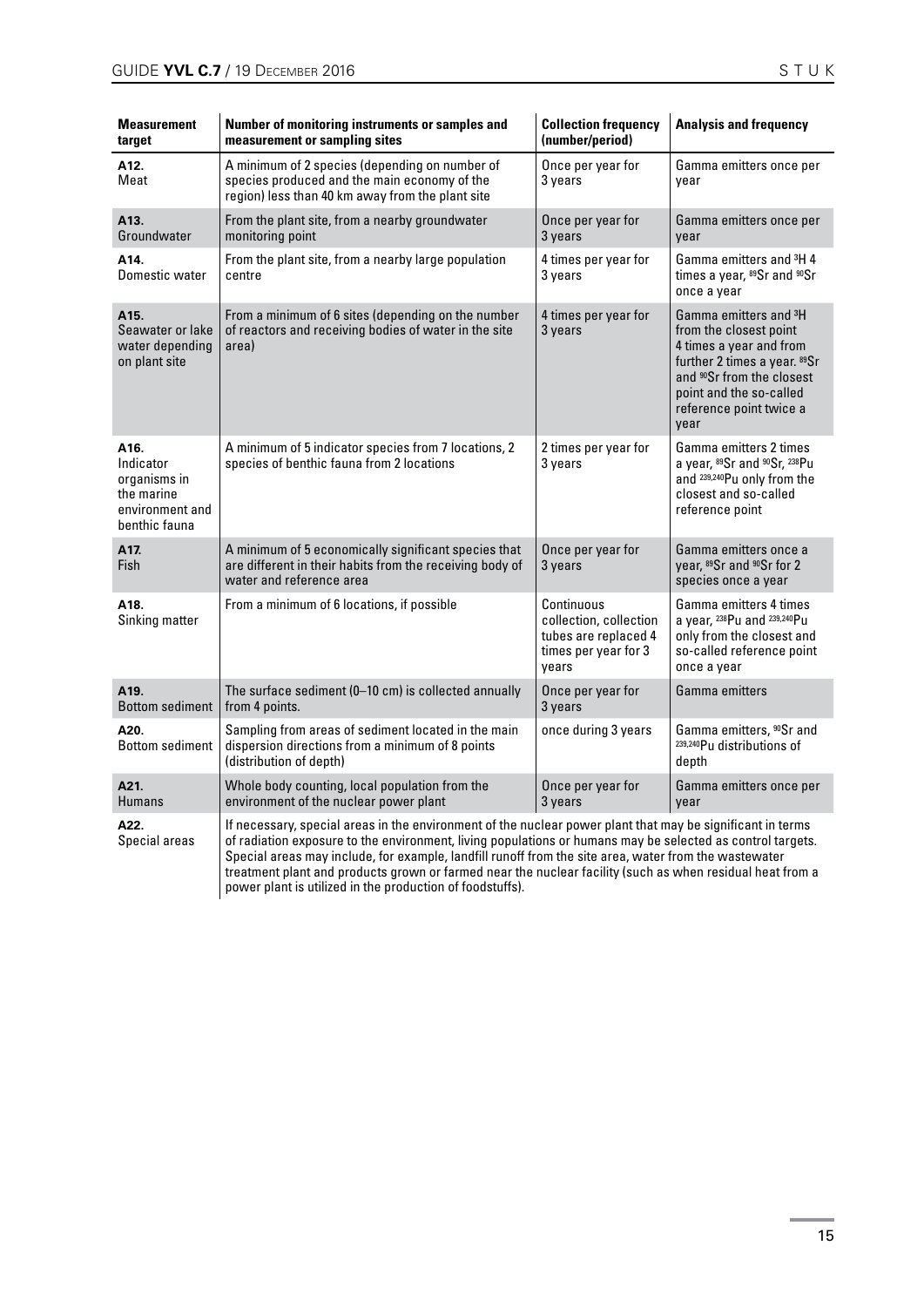| Measurement target | Number of monitoring instruments or samples and measurement or sampling sites | Collection frequency (number/period) | Analysis and frequency |
|---|---|---|---|
| **A12.** Meat | A minimum of 2 species (depending on number of species produced and the main economy of the region) less than 40 km away from the plant site | Once per year for 3 years | Gamma emitters once per year |
| **A13.** Groundwater | From the plant site, from a nearby groundwater monitoring point | Once per year for 3 years | Gamma emitters once per year |
| **A14.** Domestic water | From the plant site, from a nearby large population centre | 4 times per year for 3 years | Gamma emitters and $^{3}H$ 4 times a year, $^{89}Sr$ and $^{90}Sr$ once a year |
| **A15.** Seawater or lake water depending on plant site | From a minimum of 6 sites (depending on the number of reactors and receiving bodies of water in the site area) | 4 times per year for 3 years | Gamma emitters and $^{3}H$ from the closest point 4 times a year and from further 2 times a year. $^{89}Sr$ and $^{90}Sr$ from the closest point and the so-called reference point twice a year |
| **A16.** Indicator organisms in the marine environment and benthic fauna | A minimum of 5 indicator species from 7 locations, 2 species of benthic fauna from 2 locations | 2 times per year for 3 years | Gamma emitters 2 times a year, $^{89}Sr$ and $^{90}Sr$, $^{238}Pu$ and $^{239,240}Pu$ only from the closest and so-called reference point |
| **A17.** Fish | A minimum of 5 economically significant species that are different in their habits from the receiving body of water and reference area | Once per year for 3 years | Gamma emitters once a year, $^{89}Sr$ and $^{90}Sr$ for 2 species once a year |
| **A18.** Sinking matter | From a minimum of 6 locations, if possible | Continuous collection, collection tubes are replaced 4 times per year for 3 years | Gamma emitters 4 times a year, $^{238}Pu$ and $^{239,240}Pu$ only from the closest and so-called reference point once a year |
| **A19.** Bottom sediment | The surface sediment (0–10 cm) is collected annually from 4 points. | Once per year for 3 years | Gamma emitters |
| **A20.** Bottom sediment | Sampling from areas of sediment located in the main dispersion directions from a minimum of 8 points (distribution of depth) | once during 3 years | Gamma emitters, $^{90}Sr$ and $^{239,240}Pu$ distributions of depth |
| **A21.** Humans | Whole body counting, local population from the environment of the nuclear power plant | Once per year for 3 years | Gamma emitters once per year |
| **A22.** Special areas | If necessary, special areas in the environment of the nuclear power plant that may be significant in terms of radiation exposure to the environment, living populations or humans may be selected as control targets. Special areas may include, for example, landfill runoff from the site area, water from the wastewater treatment plant and products grown or farmed near the nuclear facility (such as when residual heat from a power plant is utilized in the production of foodstuffs). | | |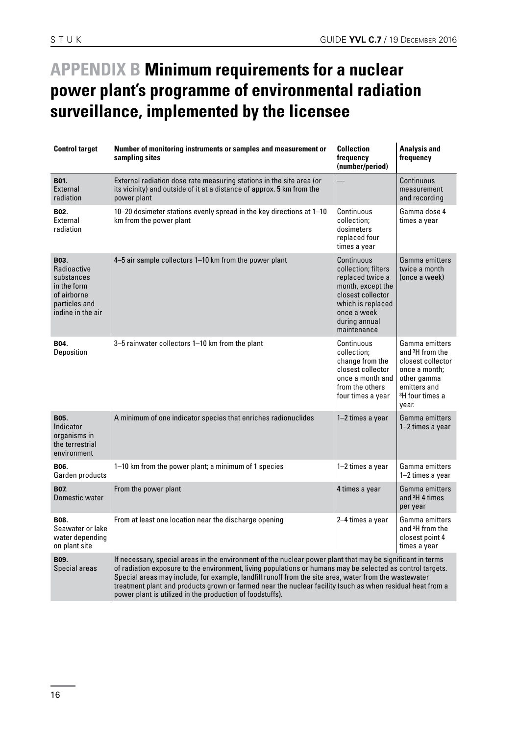# APPENDIX B Minimum requirements for a nuclear power plant's programme of environmental radiation surveillance, implemented by the licensee

| Control target | Number of monitoring instruments or samples and measurement or sampling sites | Collection frequency (number/period) | Analysis and frequency |
|---|---|---|---|
| **B01.** External radiation | External radiation dose rate measuring stations in the site area (or its vicinity) and outside of it at a distance of approx. 5 km from the power plant | — | Continuous measurement and recording |
| **B02.** External radiation | 10–20 dosimeter stations evenly spread in the key directions at 1–10 km from the power plant | Continuous collection; dosimeters replaced four times a year | Gamma dose 4 times a year |
| **B03.** Radioactive substances in the form of airborne particles and iodine in the air | 4–5 air sample collectors 1–10 km from the power plant | Continuous collection; filters replaced twice a month, except the closest collector which is replaced once a week during annual maintenance | Gamma emitters twice a month (once a week) |
| **B04.** Deposition | 3–5 rainwater collectors 1–10 km from the plant | Continuous collection; change from the closest collector once a month and from the others four times a year | Gamma emitters and $^{3}H$ from the closest collector once a month; other gamma emitters and $^{3}H$ four times a year. |
| **B05.** Indicator organisms in the terrestrial environment | A minimum of one indicator species that enriches radionuclides | 1–2 times a year | Gamma emitters 1–2 times a year |
| **B06.** Garden products | 1–10 km from the power plant; a minimum of 1 species | 1–2 times a year | Gamma emitters 1–2 times a year |
| **B07.** Domestic water | From the power plant | 4 times a year | Gamma emitters and $^{3}H$ 4 times per year |
| **B08.** Seawater or lake water depending on plant site | From at least one location near the discharge opening | 2–4 times a year | Gamma emitters and $^{3}H$ from the closest point 4 times a year |
| **B09.** Special areas | If necessary, special areas in the environment of the nuclear power plant that may be significant in terms of radiation exposure to the environment, living populations or humans may be selected as control targets. Special areas may include, for example, landfill runoff from the site area, water from the wastewater treatment plant and products grown or farmed near the nuclear facility (such as when residual heat from a power plant is utilized in the production of foodstuffs). | | |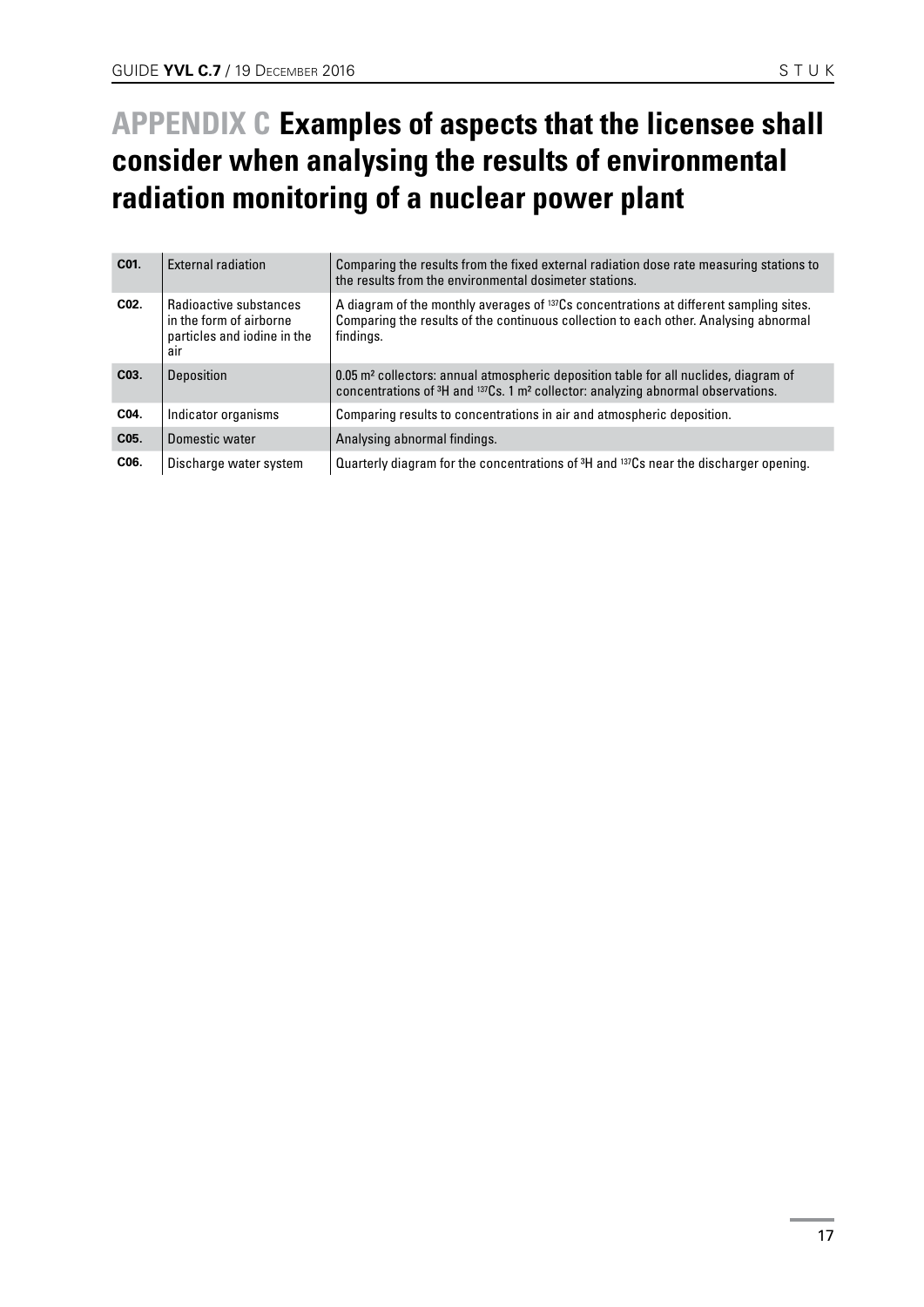# APPENDIX C Examples of aspects that the licensee shall consider when analysing the results of environmental radiation monitoring of a nuclear power plant

| | | |
|---|---|---|
| **C01.** | External radiation | Comparing the results from the fixed external radiation dose rate measuring stations to the results from the environmental dosimeter stations. |
| **C02.** | Radioactive substances in the form of airborne particles and iodine in the air | A diagram of the monthly averages of $^{137}Cs$ concentrations at different sampling sites. Comparing the results of the continuous collection to each other. Analysing abnormal findings. |
| **C03.** | Deposition | 0.05 m² collectors: annual atmospheric deposition table for all nuclides, diagram of concentrations of $^{3}H$ and $^{137}Cs$. 1 m² collector: analyzing abnormal observations. |
| **C04.** | Indicator organisms | Comparing results to concentrations in air and atmospheric deposition. |
| **C05.** | Domestic water | Analysing abnormal findings. |
| **C06.** | Discharge water system | Quarterly diagram for the concentrations of $^{3}H$ and $^{137}Cs$ near the discharger opening. |